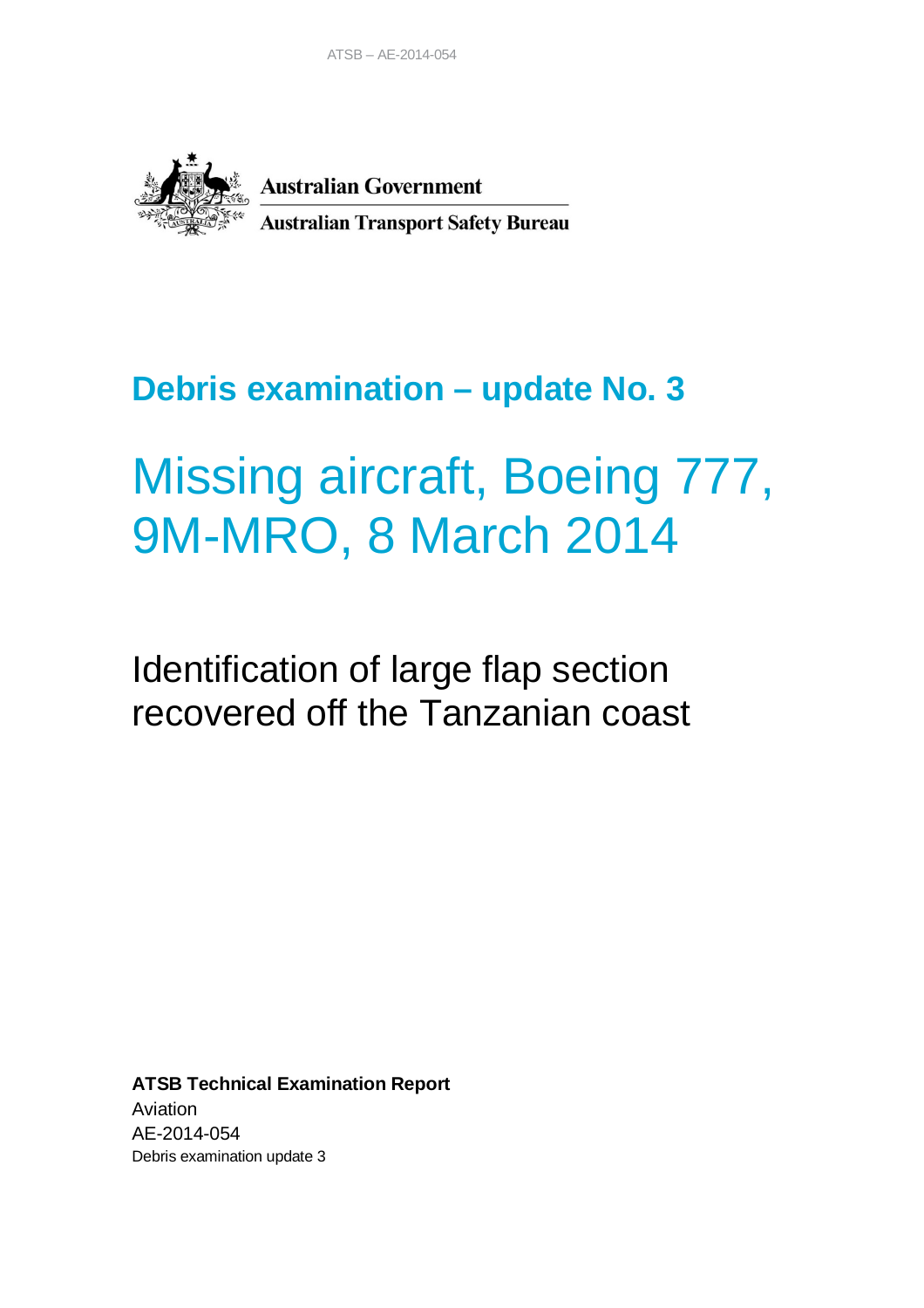Australian Government

Australian Transport Safety Bureau

## Debris examination – update No. 3

# Missing aircraft, Boeing 777, 9M-MRO, 8 March 2014

Identification of large flap section recovered off the Tanzanian coast

**ATSB Technical Examination Report**

Aviation

AE-2014-054

Debris examination update 3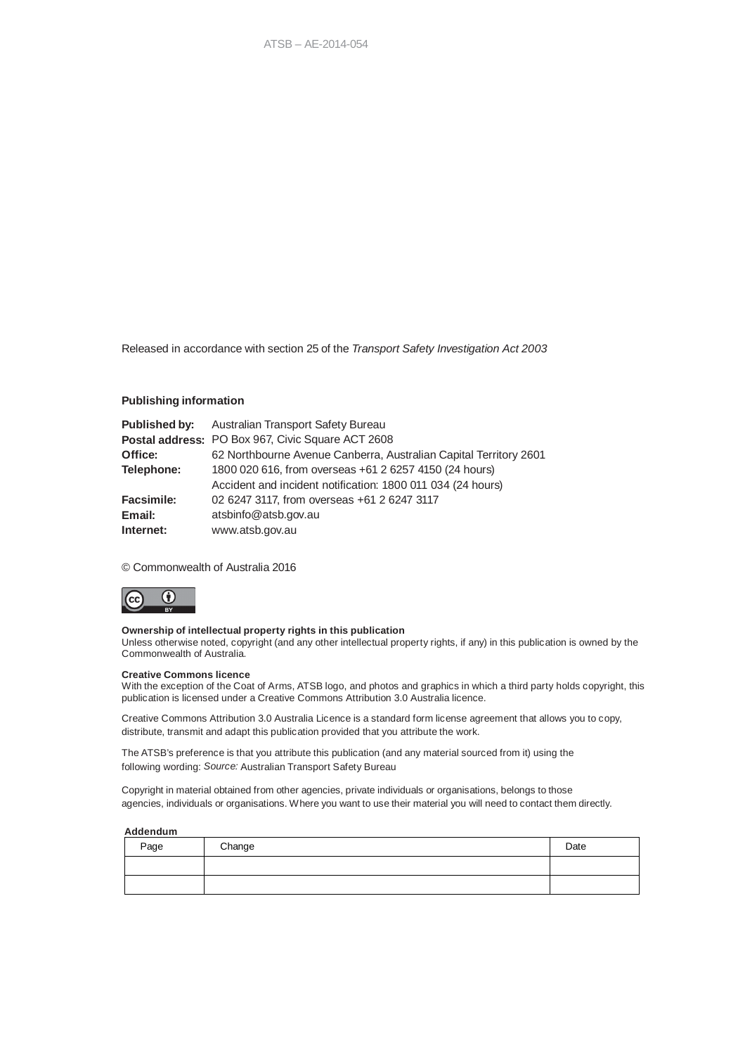Released in accordance with section 25 of the *Transport Safety Investigation Act 2003*

**Publishing information**

**Published by:** Australian Transport Safety Bureau
**Postal address:** PO Box 967, Civic Square ACT 2608
**Office:** 62 Northbourne Avenue Canberra, Australian Capital Territory 2601
**Telephone:** 1800 020 616, from overseas +61 2 6257 4150 (24 hours)
Accident and incident notification: 1800 011 034 (24 hours)
**Facsimile:** 02 6247 3117, from overseas +61 2 6247 3117
**Email:** atsbinfo@atsb.gov.au
**Internet:** www.atsb.gov.au

© Commonwealth of Australia 2016

**Ownership of intellectual property rights in this publication**
Unless otherwise noted, copyright (and any other intellectual property rights, if any) in this publication is owned by the Commonwealth of Australia.

**Creative Commons licence**
With the exception of the Coat of Arms, ATSB logo, and photos and graphics in which a third party holds copyright, this publication is licensed under a Creative Commons Attribution 3.0 Australia licence.

Creative Commons Attribution 3.0 Australia Licence is a standard form license agreement that allows you to copy, distribute, transmit and adapt this publication provided that you attribute the work.

The ATSB's preference is that you attribute this publication (and any material sourced from it) using the following wording: *Source:* Australian Transport Safety Bureau

Copyright in material obtained from other agencies, private individuals or organisations, belongs to those agencies, individuals or organisations. Where you want to use their material you will need to contact them directly.

**Addendum**

| Page | Change | Date |
|---|---|---|
| | | |
| | | |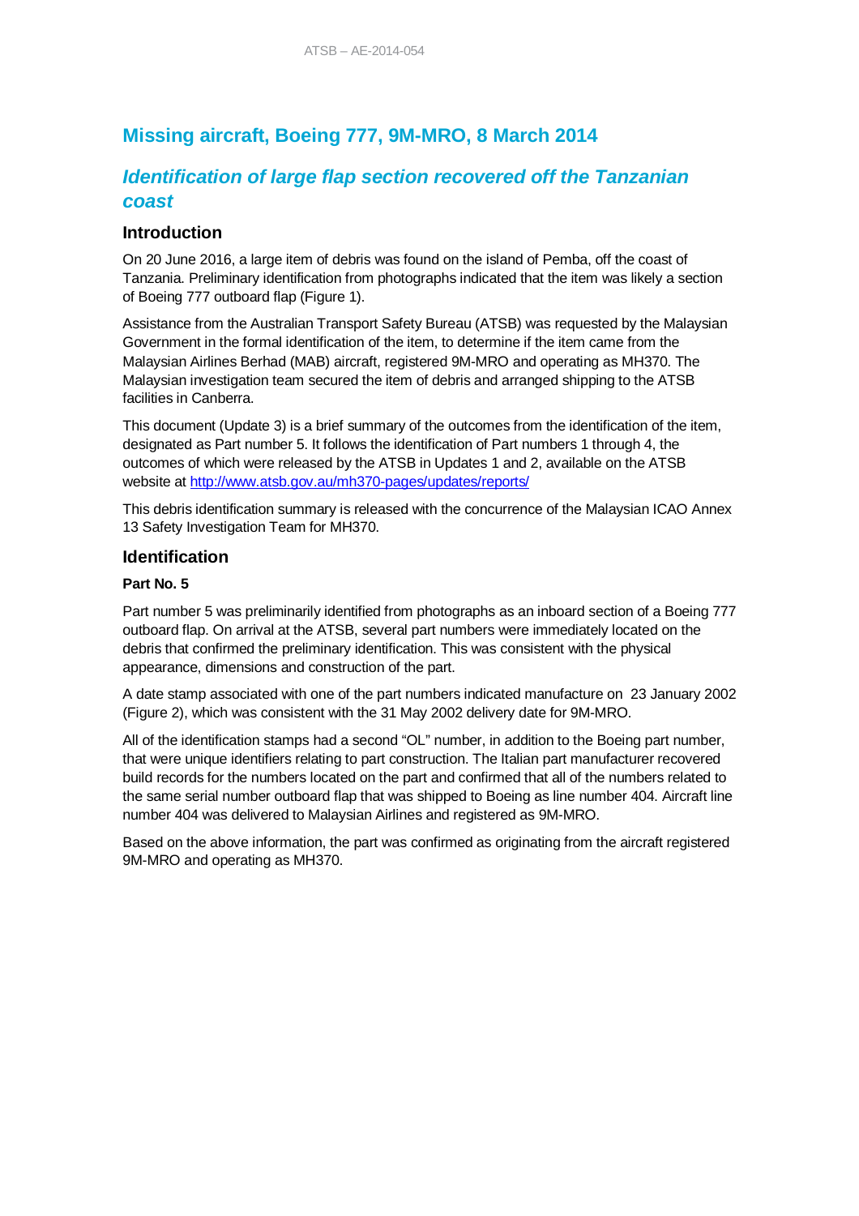# Missing aircraft, Boeing 777, 9M-MRO, 8 March 2014

## *Identification of large flap section recovered off the Tanzanian coast*

### Introduction

On 20 June 2016, a large item of debris was found on the island of Pemba, off the coast of Tanzania. Preliminary identification from photographs indicated that the item was likely a section of Boeing 777 outboard flap (Figure 1).

Assistance from the Australian Transport Safety Bureau (ATSB) was requested by the Malaysian Government in the formal identification of the item, to determine if the item came from the Malaysian Airlines Berhad (MAB) aircraft, registered 9M-MRO and operating as MH370. The Malaysian investigation team secured the item of debris and arranged shipping to the ATSB facilities in Canberra.

This document (Update 3) is a brief summary of the outcomes from the identification of the item, designated as Part number 5. It follows the identification of Part numbers 1 through 4, the outcomes of which were released by the ATSB in Updates 1 and 2, available on the ATSB website at http://www.atsb.gov.au/mh370-pages/updates/reports/

This debris identification summary is released with the concurrence of the Malaysian ICAO Annex 13 Safety Investigation Team for MH370.

### Identification

**Part No. 5**

Part number 5 was preliminarily identified from photographs as an inboard section of a Boeing 777 outboard flap. On arrival at the ATSB, several part numbers were immediately located on the debris that confirmed the preliminary identification. This was consistent with the physical appearance, dimensions and construction of the part.

A date stamp associated with one of the part numbers indicated manufacture on 23 January 2002 (Figure 2), which was consistent with the 31 May 2002 delivery date for 9M-MRO.

All of the identification stamps had a second "OL" number, in addition to the Boeing part number, that were unique identifiers relating to part construction. The Italian part manufacturer recovered build records for the numbers located on the part and confirmed that all of the numbers related to the same serial number outboard flap that was shipped to Boeing as line number 404. Aircraft line number 404 was delivered to Malaysian Airlines and registered as 9M-MRO.

Based on the above information, the part was confirmed as originating from the aircraft registered 9M-MRO and operating as MH370.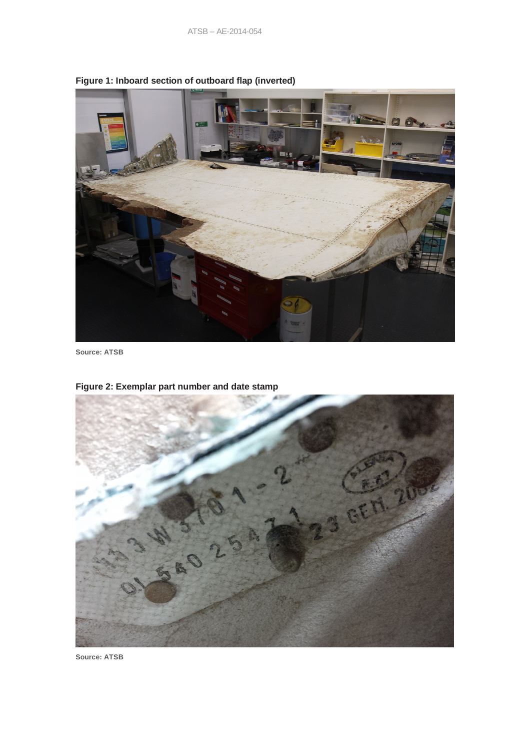**Figure 1: Inboard section of outboard flap (inverted)**

Source: ATSB

**Figure 2: Exemplar part number and date stamp**

Source: ATSB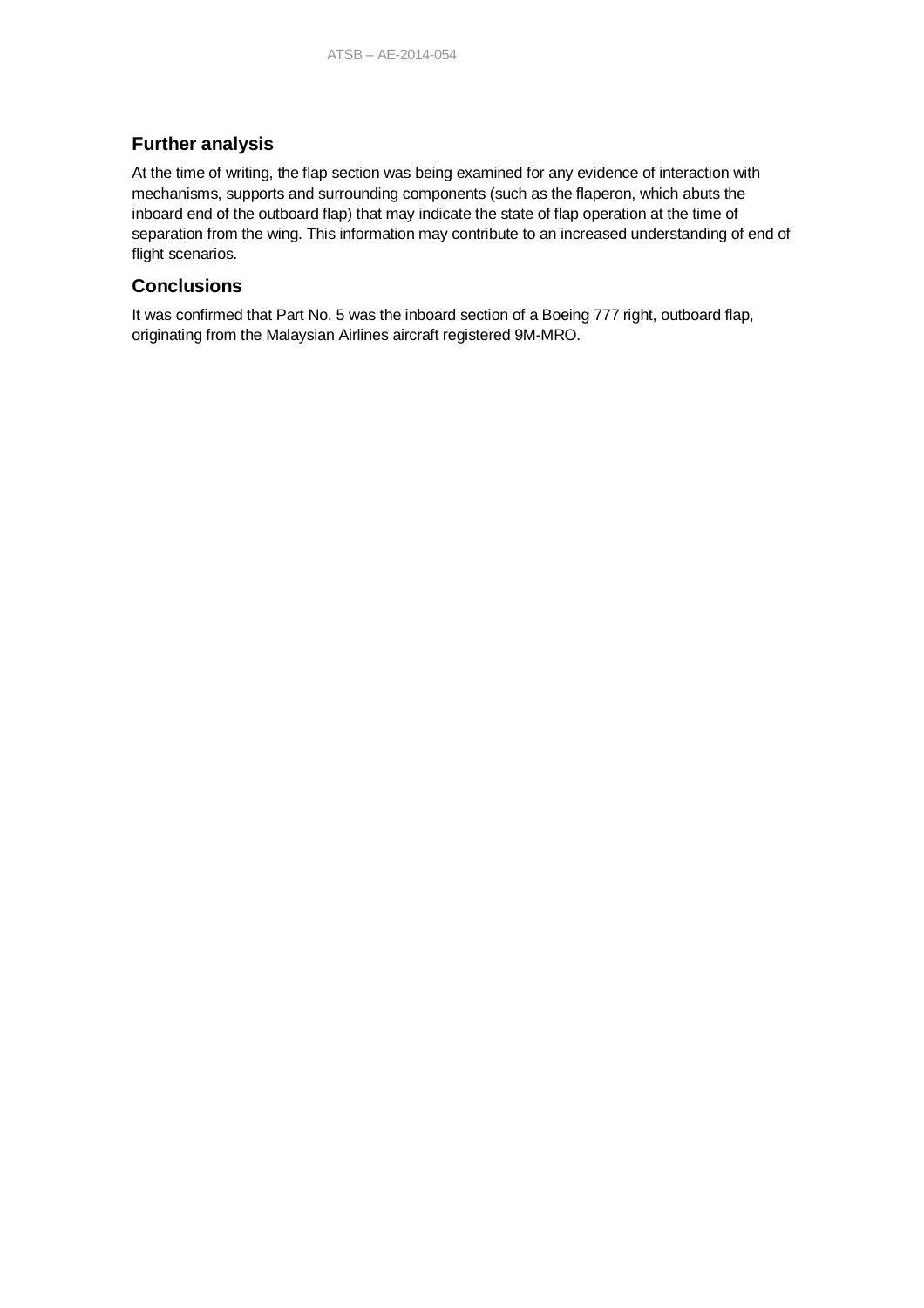## Further analysis

At the time of writing, the flap section was being examined for any evidence of interaction with mechanisms, supports and surrounding components (such as the flaperon, which abuts the inboard end of the outboard flap) that may indicate the state of flap operation at the time of separation from the wing. This information may contribute to an increased understanding of end of flight scenarios.

## Conclusions

It was confirmed that Part No. 5 was the inboard section of a Boeing 777 right, outboard flap, originating from the Malaysian Airlines aircraft registered 9M-MRO.